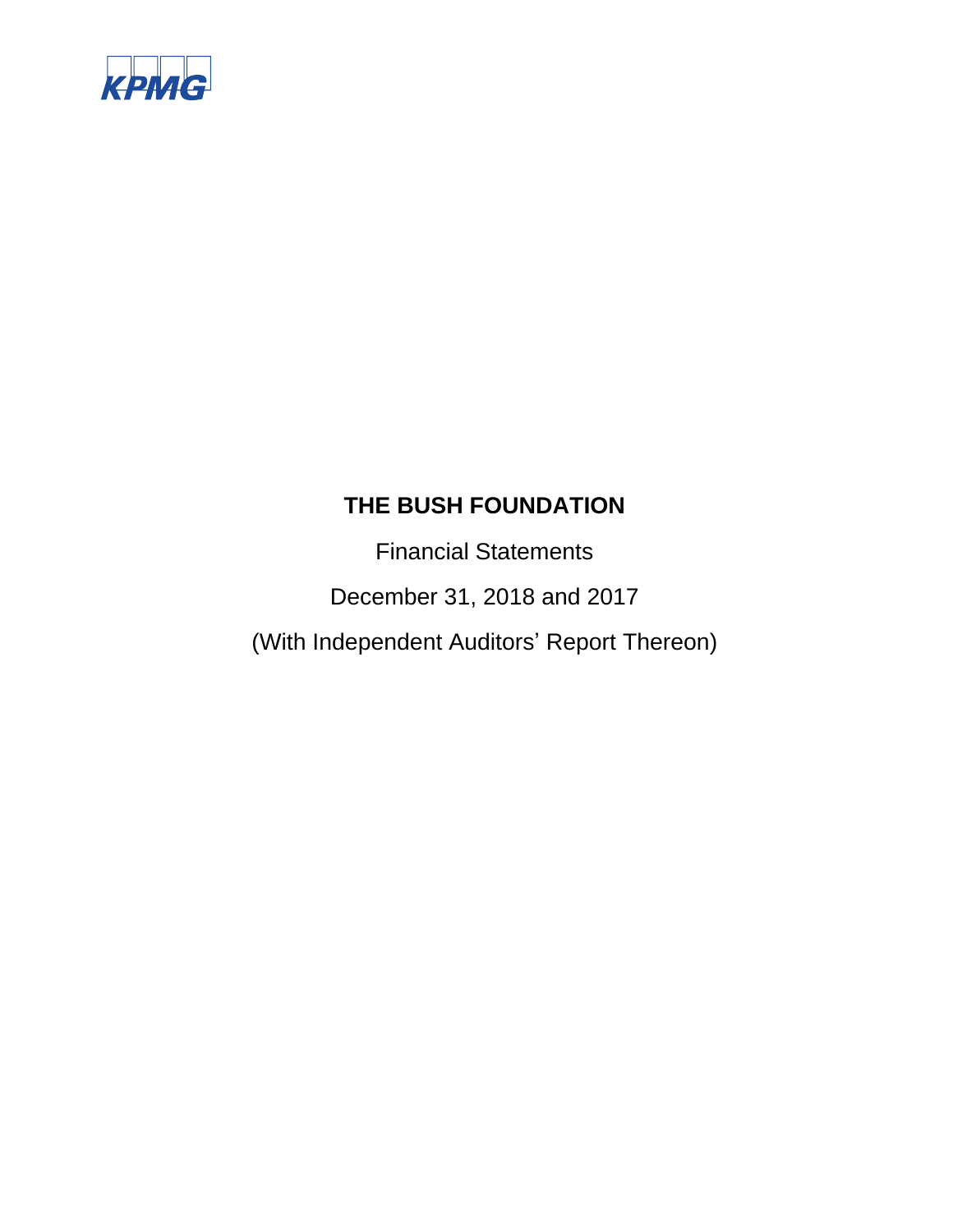KPMG

# THE BUSH FOUNDATION

Financial Statements

December 31, 2018 and 2017

(With Independent Auditors' Report Thereon)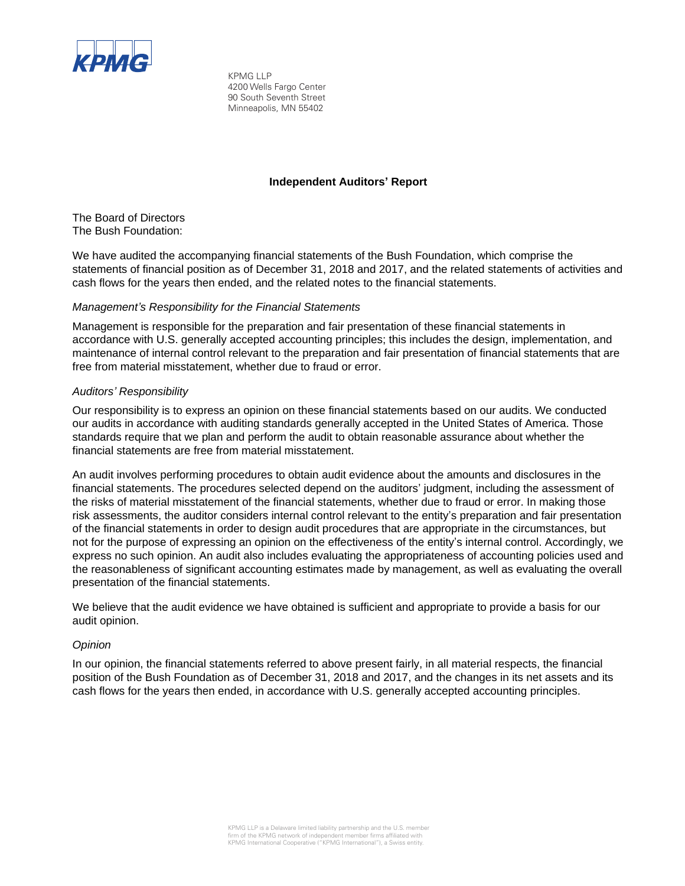KPMG LLP
4200 Wells Fargo Center
90 South Seventh Street
Minneapolis, MN 55402

## Independent Auditors' Report

The Board of Directors
The Bush Foundation:

We have audited the accompanying financial statements of the Bush Foundation, which comprise the statements of financial position as of December 31, 2018 and 2017, and the related statements of activities and cash flows for the years then ended, and the related notes to the financial statements.

*Management's Responsibility for the Financial Statements*

Management is responsible for the preparation and fair presentation of these financial statements in accordance with U.S. generally accepted accounting principles; this includes the design, implementation, and maintenance of internal control relevant to the preparation and fair presentation of financial statements that are free from material misstatement, whether due to fraud or error.

*Auditors' Responsibility*

Our responsibility is to express an opinion on these financial statements based on our audits. We conducted our audits in accordance with auditing standards generally accepted in the United States of America. Those standards require that we plan and perform the audit to obtain reasonable assurance about whether the financial statements are free from material misstatement.

An audit involves performing procedures to obtain audit evidence about the amounts and disclosures in the financial statements. The procedures selected depend on the auditors' judgment, including the assessment of the risks of material misstatement of the financial statements, whether due to fraud or error. In making those risk assessments, the auditor considers internal control relevant to the entity's preparation and fair presentation of the financial statements in order to design audit procedures that are appropriate in the circumstances, but not for the purpose of expressing an opinion on the effectiveness of the entity's internal control. Accordingly, we express no such opinion. An audit also includes evaluating the appropriateness of accounting policies used and the reasonableness of significant accounting estimates made by management, as well as evaluating the overall presentation of the financial statements.

We believe that the audit evidence we have obtained is sufficient and appropriate to provide a basis for our audit opinion.

*Opinion*

In our opinion, the financial statements referred to above present fairly, in all material respects, the financial position of the Bush Foundation as of December 31, 2018 and 2017, and the changes in its net assets and its cash flows for the years then ended, in accordance with U.S. generally accepted accounting principles.

KPMG LLP is a Delaware limited liability partnership and the U.S. member firm of the KPMG network of independent member firms affiliated with KPMG International Cooperative ("KPMG International"), a Swiss entity.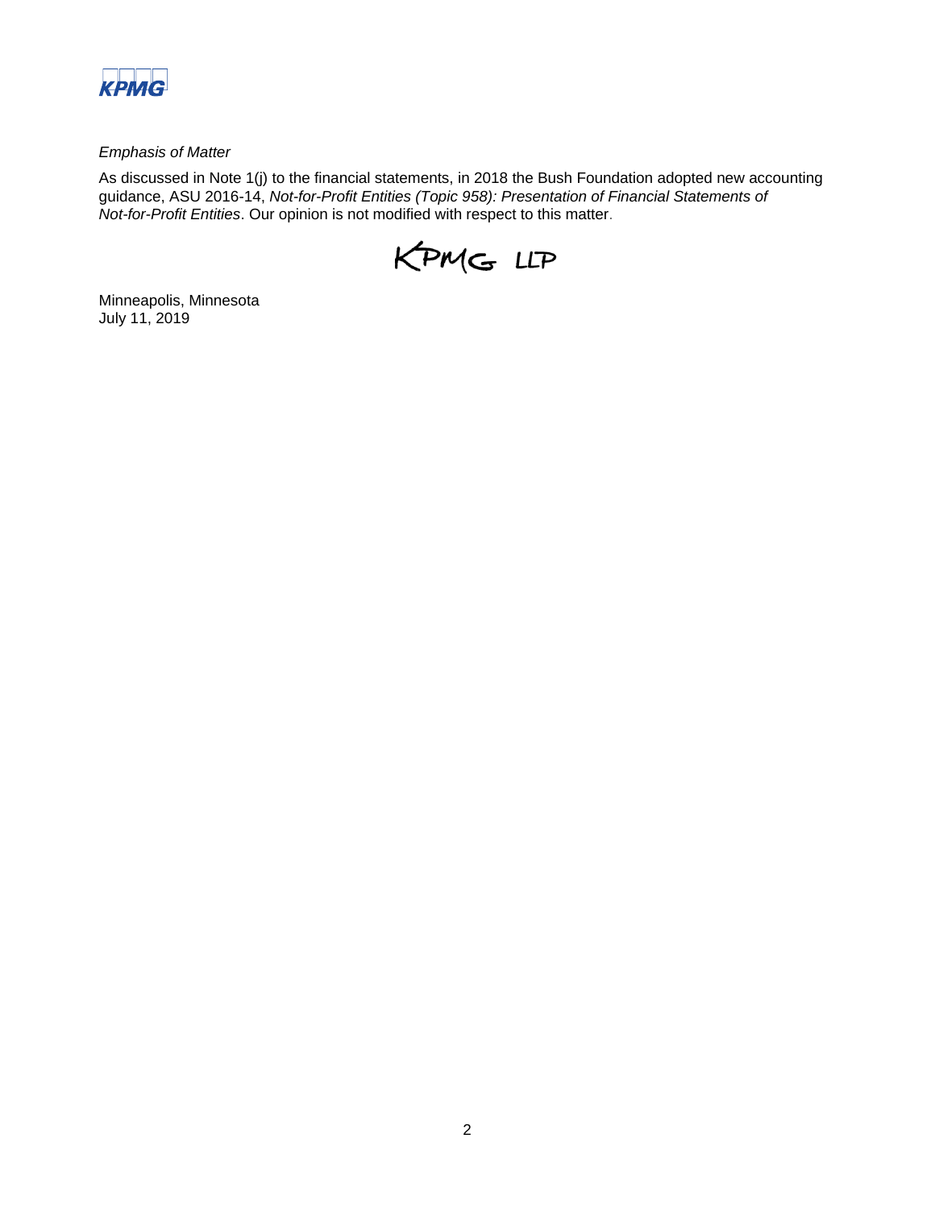*Emphasis of Matter*

As discussed in Note 1(j) to the financial statements, in 2018 the Bush Foundation adopted new accounting guidance, ASU 2016-14, *Not-for-Profit Entities (Topic 958): Presentation of Financial Statements of Not-for-Profit Entities*. Our opinion is not modified with respect to this matter.

KPMG LLP

Minneapolis, Minnesota
July 11, 2019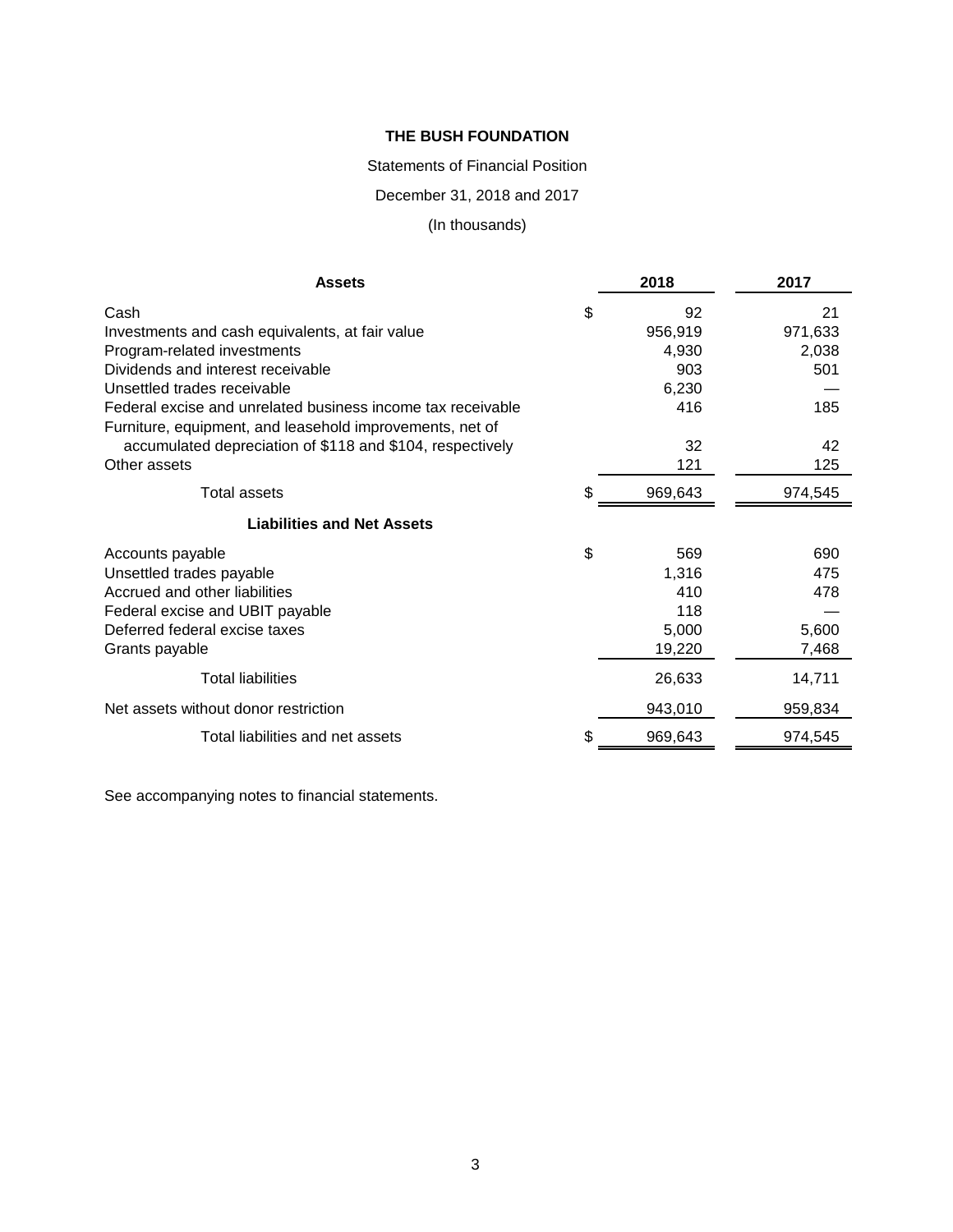**THE BUSH FOUNDATION**

Statements of Financial Position

December 31, 2018 and 2017

(In thousands)

| Assets | | 2018 | 2017 |
|---|---|---|---|
| Cash | $ | 92 | 21 |
| Investments and cash equivalents, at fair value | | 956,919 | 971,633 |
| Program-related investments | | 4,930 | 2,038 |
| Dividends and interest receivable | | 903 | 501 |
| Unsettled trades receivable | | 6,230 | — |
| Federal excise and unrelated business income tax receivable | | 416 | 185 |
| Furniture, equipment, and leasehold improvements, net of accumulated depreciation of $118 and $104, respectively | | 32 | 42 |
| Other assets | | 121 | 125 |
| Total assets | $ | 969,643 | 974,545 |
| **Liabilities and Net Assets** | | | |
| Accounts payable | $ | 569 | 690 |
| Unsettled trades payable | | 1,316 | 475 |
| Accrued and other liabilities | | 410 | 478 |
| Federal excise and UBIT payable | | 118 | — |
| Deferred federal excise taxes | | 5,000 | 5,600 |
| Grants payable | | 19,220 | 7,468 |
| Total liabilities | | 26,633 | 14,711 |
| Net assets without donor restriction | | 943,010 | 959,834 |
| Total liabilities and net assets | $ | 969,643 | 974,545 |

See accompanying notes to financial statements.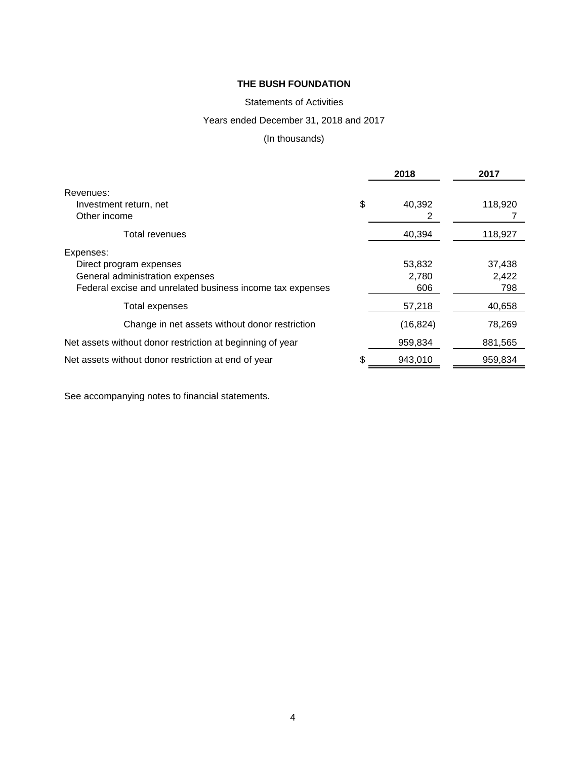**THE BUSH FOUNDATION**

Statements of Activities

Years ended December 31, 2018 and 2017

(In thousands)

| | | 2018 | 2017 |
|---|---|---|---|
| Revenues: | | | |
| Investment return, net | $ | 40,392 | 118,920 |
| Other income | | 2 | 7 |
| Total revenues | | 40,394 | 118,927 |
| Expenses: | | | |
| Direct program expenses | | 53,832 | 37,438 |
| General administration expenses | | 2,780 | 2,422 |
| Federal excise and unrelated business income tax expenses | | 606 | 798 |
| Total expenses | | 57,218 | 40,658 |
| Change in net assets without donor restriction | | (16,824) | 78,269 |
| Net assets without donor restriction at beginning of year | | 959,834 | 881,565 |
| Net assets without donor restriction at end of year | $ | 943,010 | 959,834 |

See accompanying notes to financial statements.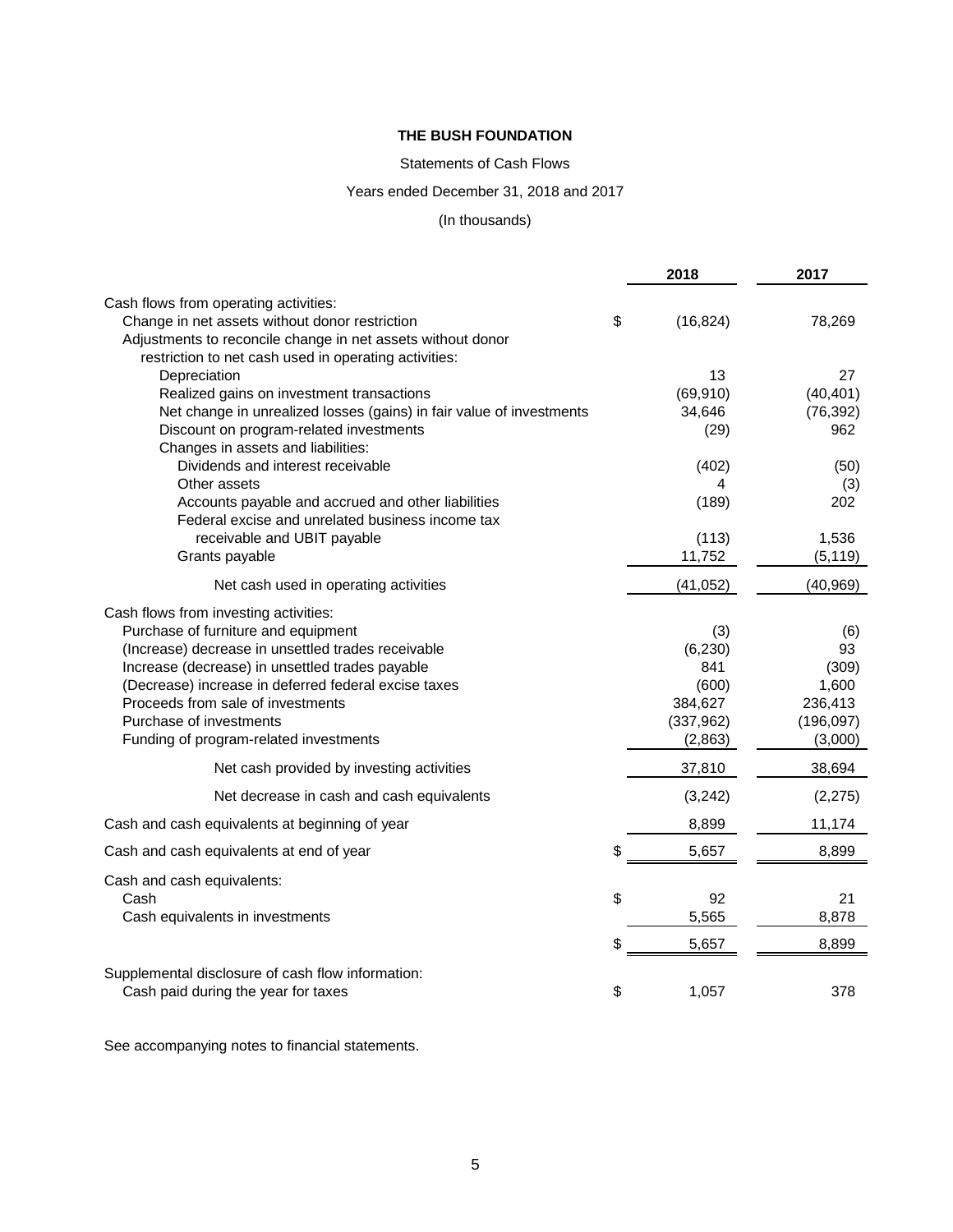**THE BUSH FOUNDATION**

Statements of Cash Flows

Years ended December 31, 2018 and 2017

(In thousands)

| | | 2018 | 2017 |
|---|---|---|---|
| Cash flows from operating activities: | | | |
| Change in net assets without donor restriction | $ | (16,824) | 78,269 |
| Adjustments to reconcile change in net assets without donor restriction to net cash used in operating activities: | | | |
| Depreciation | | 13 | 27 |
| Realized gains on investment transactions | | (69,910) | (40,401) |
| Net change in unrealized losses (gains) in fair value of investments | | 34,646 | (76,392) |
| Discount on program-related investments | | (29) | 962 |
| Changes in assets and liabilities: | | | |
| Dividends and interest receivable | | (402) | (50) |
| Other assets | | 4 | (3) |
| Accounts payable and accrued and other liabilities | | (189) | 202 |
| Federal excise and unrelated business income tax receivable and UBIT payable | | (113) | 1,536 |
| Grants payable | | 11,752 | (5,119) |
| Net cash used in operating activities | | (41,052) | (40,969) |
| Cash flows from investing activities: | | | |
| Purchase of furniture and equipment | | (3) | (6) |
| (Increase) decrease in unsettled trades receivable | | (6,230) | 93 |
| Increase (decrease) in unsettled trades payable | | 841 | (309) |
| (Decrease) increase in deferred federal excise taxes | | (600) | 1,600 |
| Proceeds from sale of investments | | 384,627 | 236,413 |
| Purchase of investments | | (337,962) | (196,097) |
| Funding of program-related investments | | (2,863) | (3,000) |
| Net cash provided by investing activities | | 37,810 | 38,694 |
| Net decrease in cash and cash equivalents | | (3,242) | (2,275) |
| Cash and cash equivalents at beginning of year | | 8,899 | 11,174 |
| Cash and cash equivalents at end of year | $ | 5,657 | 8,899 |
| Cash and cash equivalents: | | | |
| Cash | $ | 92 | 21 |
| Cash equivalents in investments | | 5,565 | 8,878 |
| | $ | 5,657 | 8,899 |
| Supplemental disclosure of cash flow information: | | | |
| Cash paid during the year for taxes | $ | 1,057 | 378 |

See accompanying notes to financial statements.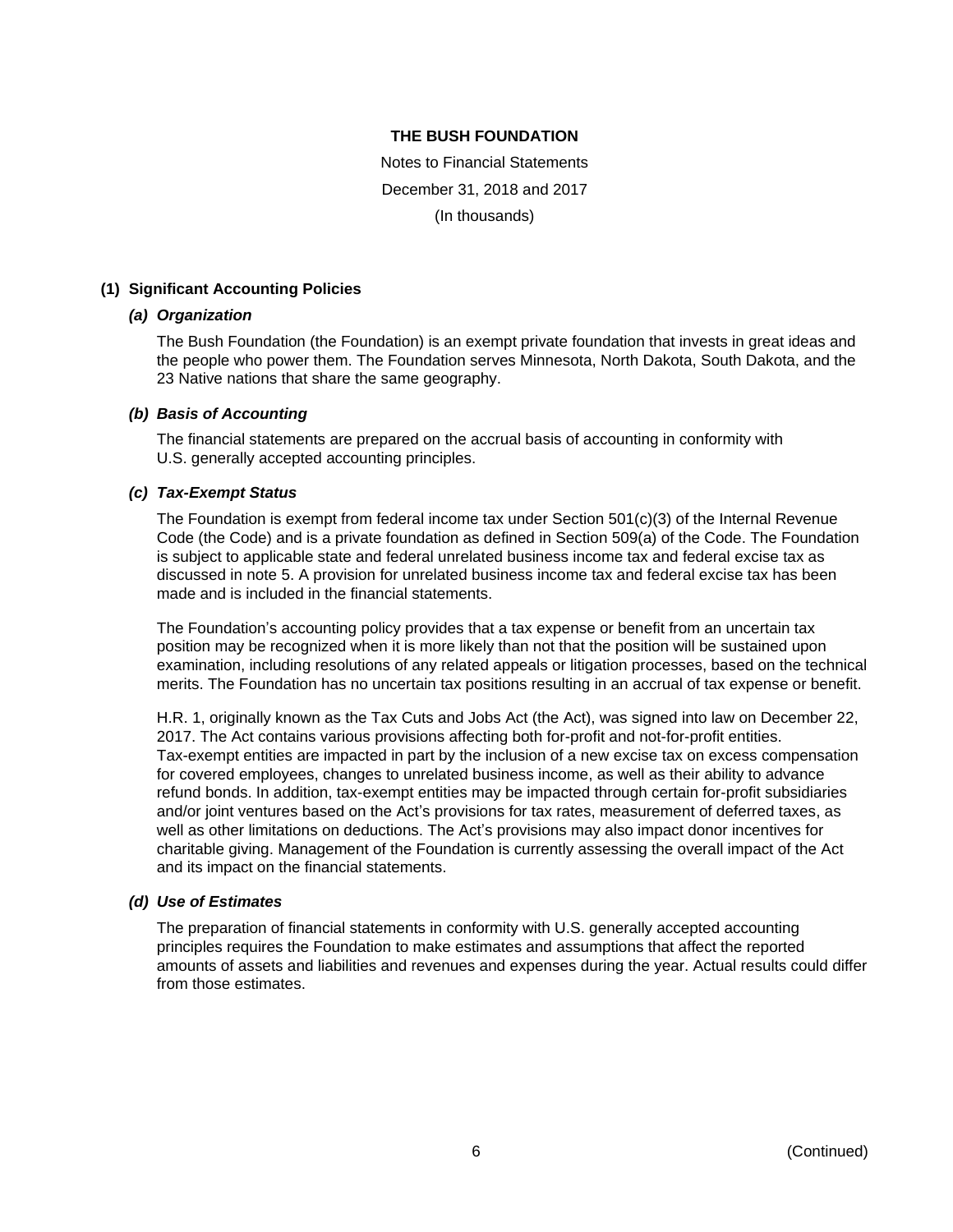**THE BUSH FOUNDATION**

Notes to Financial Statements

December 31, 2018 and 2017

(In thousands)

## (1) Significant Accounting Policies

### *(a) Organization*

The Bush Foundation (the Foundation) is an exempt private foundation that invests in great ideas and the people who power them. The Foundation serves Minnesota, North Dakota, South Dakota, and the 23 Native nations that share the same geography.

### *(b) Basis of Accounting*

The financial statements are prepared on the accrual basis of accounting in conformity with U.S. generally accepted accounting principles.

### *(c) Tax-Exempt Status*

The Foundation is exempt from federal income tax under Section 501(c)(3) of the Internal Revenue Code (the Code) and is a private foundation as defined in Section 509(a) of the Code. The Foundation is subject to applicable state and federal unrelated business income tax and federal excise tax as discussed in note 5. A provision for unrelated business income tax and federal excise tax has been made and is included in the financial statements.

The Foundation's accounting policy provides that a tax expense or benefit from an uncertain tax position may be recognized when it is more likely than not that the position will be sustained upon examination, including resolutions of any related appeals or litigation processes, based on the technical merits. The Foundation has no uncertain tax positions resulting in an accrual of tax expense or benefit.

H.R. 1, originally known as the Tax Cuts and Jobs Act (the Act), was signed into law on December 22, 2017. The Act contains various provisions affecting both for-profit and not-for-profit entities. Tax-exempt entities are impacted in part by the inclusion of a new excise tax on excess compensation for covered employees, changes to unrelated business income, as well as their ability to advance refund bonds. In addition, tax-exempt entities may be impacted through certain for-profit subsidiaries and/or joint ventures based on the Act's provisions for tax rates, measurement of deferred taxes, as well as other limitations on deductions. The Act's provisions may also impact donor incentives for charitable giving. Management of the Foundation is currently assessing the overall impact of the Act and its impact on the financial statements.

### *(d) Use of Estimates*

The preparation of financial statements in conformity with U.S. generally accepted accounting principles requires the Foundation to make estimates and assumptions that affect the reported amounts of assets and liabilities and revenues and expenses during the year. Actual results could differ from those estimates.

(Continued)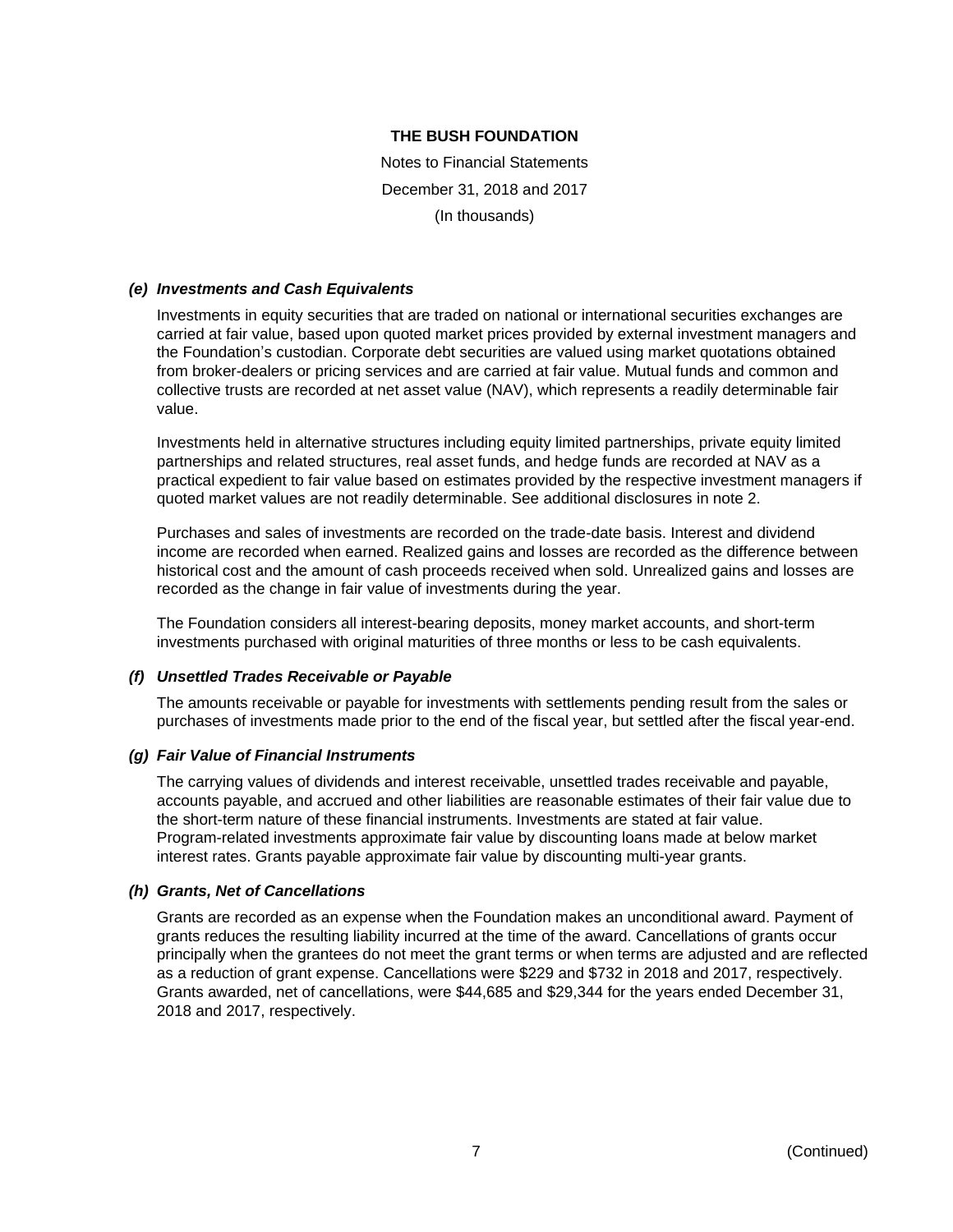THE BUSH FOUNDATION

Notes to Financial Statements

December 31, 2018 and 2017

(In thousands)

#### *(e) Investments and Cash Equivalents*

Investments in equity securities that are traded on national or international securities exchanges are carried at fair value, based upon quoted market prices provided by external investment managers and the Foundation's custodian. Corporate debt securities are valued using market quotations obtained from broker-dealers or pricing services and are carried at fair value. Mutual funds and common and collective trusts are recorded at net asset value (NAV), which represents a readily determinable fair value.

Investments held in alternative structures including equity limited partnerships, private equity limited partnerships and related structures, real asset funds, and hedge funds are recorded at NAV as a practical expedient to fair value based on estimates provided by the respective investment managers if quoted market values are not readily determinable. See additional disclosures in note 2.

Purchases and sales of investments are recorded on the trade-date basis. Interest and dividend income are recorded when earned. Realized gains and losses are recorded as the difference between historical cost and the amount of cash proceeds received when sold. Unrealized gains and losses are recorded as the change in fair value of investments during the year.

The Foundation considers all interest-bearing deposits, money market accounts, and short-term investments purchased with original maturities of three months or less to be cash equivalents.

#### *(f) Unsettled Trades Receivable or Payable*

The amounts receivable or payable for investments with settlements pending result from the sales or purchases of investments made prior to the end of the fiscal year, but settled after the fiscal year-end.

#### *(g) Fair Value of Financial Instruments*

The carrying values of dividends and interest receivable, unsettled trades receivable and payable, accounts payable, and accrued and other liabilities are reasonable estimates of their fair value due to the short-term nature of these financial instruments. Investments are stated at fair value. Program-related investments approximate fair value by discounting loans made at below market interest rates. Grants payable approximate fair value by discounting multi-year grants.

#### *(h) Grants, Net of Cancellations*

Grants are recorded as an expense when the Foundation makes an unconditional award. Payment of grants reduces the resulting liability incurred at the time of the award. Cancellations of grants occur principally when the grantees do not meet the grant terms or when terms are adjusted and are reflected as a reduction of grant expense. Cancellations were $229 and $732 in 2018 and 2017, respectively. Grants awarded, net of cancellations, were $44,685 and $29,344 for the years ended December 31, 2018 and 2017, respectively.

(Continued)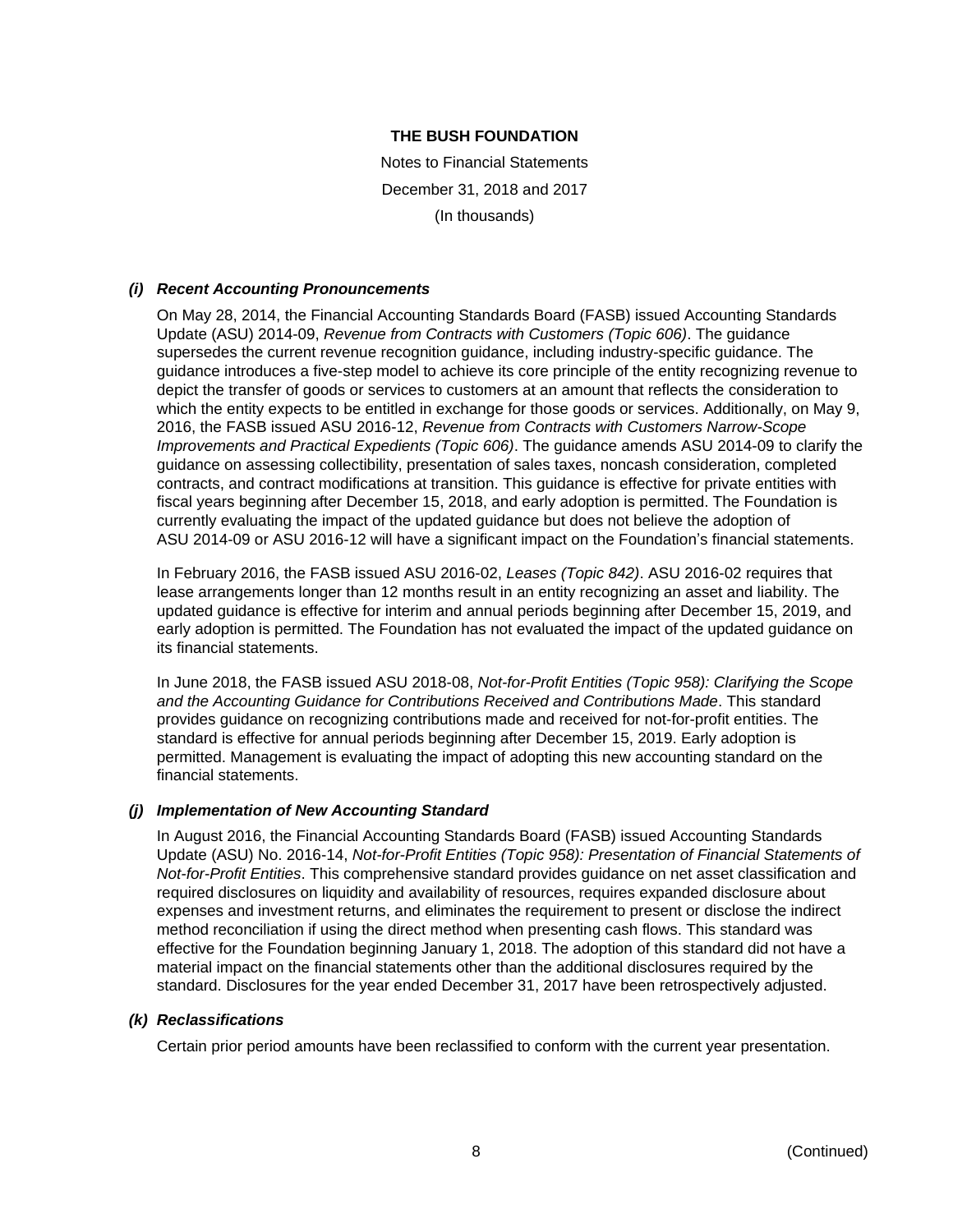# THE BUSH FOUNDATION

Notes to Financial Statements

December 31, 2018 and 2017

(In thousands)

### *(i) Recent Accounting Pronouncements*

On May 28, 2014, the Financial Accounting Standards Board (FASB) issued Accounting Standards Update (ASU) 2014-09, *Revenue from Contracts with Customers (Topic 606)*. The guidance supersedes the current revenue recognition guidance, including industry-specific guidance. The guidance introduces a five-step model to achieve its core principle of the entity recognizing revenue to depict the transfer of goods or services to customers at an amount that reflects the consideration to which the entity expects to be entitled in exchange for those goods or services. Additionally, on May 9, 2016, the FASB issued ASU 2016-12, *Revenue from Contracts with Customers Narrow-Scope Improvements and Practical Expedients (Topic 606)*. The guidance amends ASU 2014-09 to clarify the guidance on assessing collectibility, presentation of sales taxes, noncash consideration, completed contracts, and contract modifications at transition. This guidance is effective for private entities with fiscal years beginning after December 15, 2018, and early adoption is permitted. The Foundation is currently evaluating the impact of the updated guidance but does not believe the adoption of ASU 2014-09 or ASU 2016-12 will have a significant impact on the Foundation's financial statements.

In February 2016, the FASB issued ASU 2016-02, *Leases (Topic 842)*. ASU 2016-02 requires that lease arrangements longer than 12 months result in an entity recognizing an asset and liability. The updated guidance is effective for interim and annual periods beginning after December 15, 2019, and early adoption is permitted. The Foundation has not evaluated the impact of the updated guidance on its financial statements.

In June 2018, the FASB issued ASU 2018-08, *Not-for-Profit Entities (Topic 958): Clarifying the Scope and the Accounting Guidance for Contributions Received and Contributions Made*. This standard provides guidance on recognizing contributions made and received for not-for-profit entities. The standard is effective for annual periods beginning after December 15, 2019. Early adoption is permitted. Management is evaluating the impact of adopting this new accounting standard on the financial statements.

### *(j) Implementation of New Accounting Standard*

In August 2016, the Financial Accounting Standards Board (FASB) issued Accounting Standards Update (ASU) No. 2016-14, *Not-for-Profit Entities (Topic 958): Presentation of Financial Statements of Not-for-Profit Entities*. This comprehensive standard provides guidance on net asset classification and required disclosures on liquidity and availability of resources, requires expanded disclosure about expenses and investment returns, and eliminates the requirement to present or disclose the indirect method reconciliation if using the direct method when presenting cash flows. This standard was effective for the Foundation beginning January 1, 2018. The adoption of this standard did not have a material impact on the financial statements other than the additional disclosures required by the standard. Disclosures for the year ended December 31, 2017 have been retrospectively adjusted.

### *(k) Reclassifications*

Certain prior period amounts have been reclassified to conform with the current year presentation.

(Continued)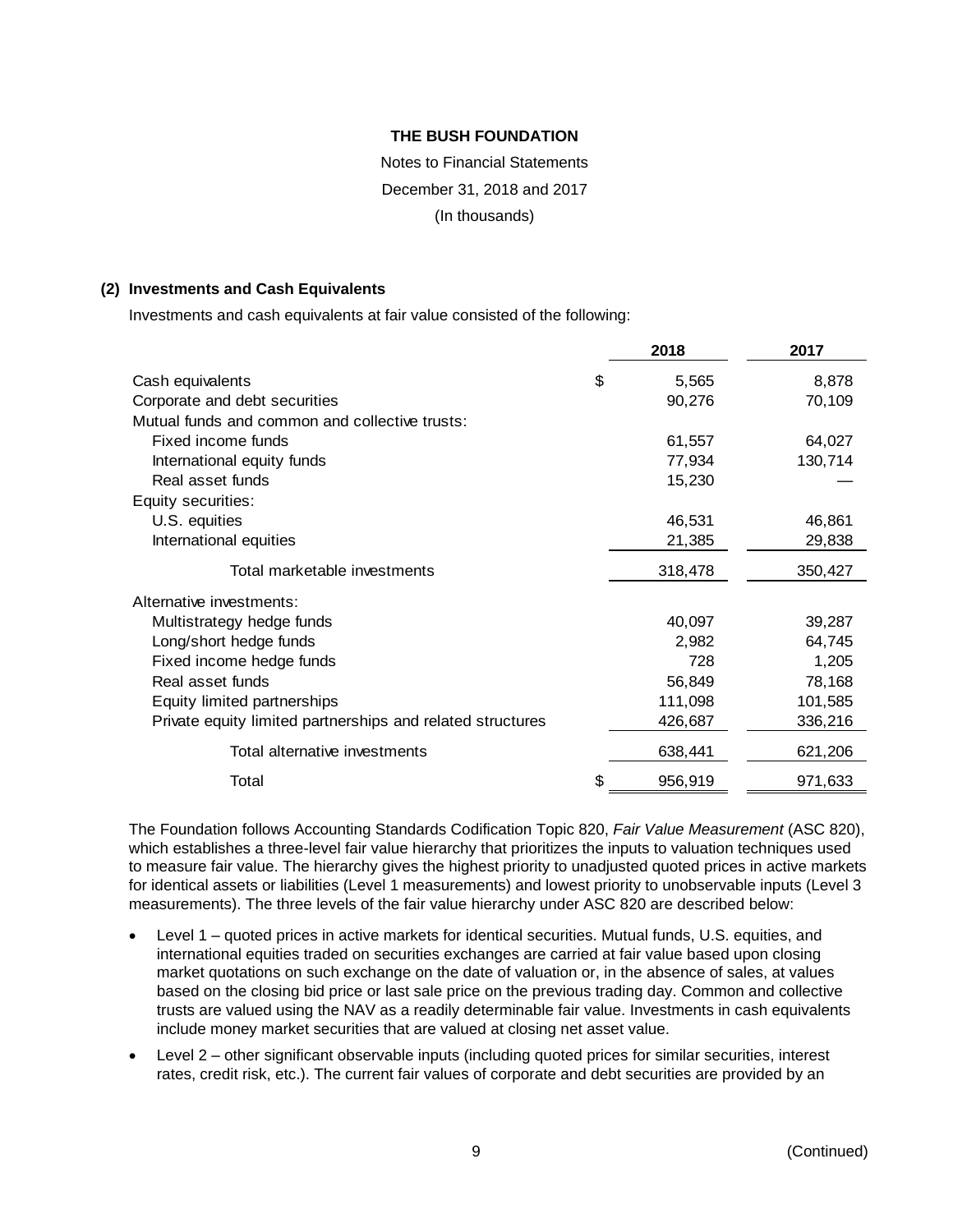THE BUSH FOUNDATION

Notes to Financial Statements

December 31, 2018 and 2017

(In thousands)

## (2) Investments and Cash Equivalents

Investments and cash equivalents at fair value consisted of the following:

| | 2018 | 2017 |
|---|---|---|
| Cash equivalents | $ 5,565 | 8,878 |
| Corporate and debt securities | 90,276 | 70,109 |
| Mutual funds and common and collective trusts: | | |
| Fixed income funds | 61,557 | 64,027 |
| International equity funds | 77,934 | 130,714 |
| Real asset funds | 15,230 | — |
| Equity securities: | | |
| U.S. equities | 46,531 | 46,861 |
| International equities | 21,385 | 29,838 |
| Total marketable investments | 318,478 | 350,427 |
| Alternative investments: | | |
| Multistrategy hedge funds | 40,097 | 39,287 |
| Long/short hedge funds | 2,982 | 64,745 |
| Fixed income hedge funds | 728 | 1,205 |
| Real asset funds | 56,849 | 78,168 |
| Equity limited partnerships | 111,098 | 101,585 |
| Private equity limited partnerships and related structures | 426,687 | 336,216 |
| Total alternative investments | 638,441 | 621,206 |
| Total | $ 956,919 | 971,633 |

The Foundation follows Accounting Standards Codification Topic 820, *Fair Value Measurement* (ASC 820), which establishes a three-level fair value hierarchy that prioritizes the inputs to valuation techniques used to measure fair value. The hierarchy gives the highest priority to unadjusted quoted prices in active markets for identical assets or liabilities (Level 1 measurements) and lowest priority to unobservable inputs (Level 3 measurements). The three levels of the fair value hierarchy under ASC 820 are described below:

- Level 1 – quoted prices in active markets for identical securities. Mutual funds, U.S. equities, and international equities traded on securities exchanges are carried at fair value based upon closing market quotations on such exchange on the date of valuation or, in the absence of sales, at values based on the closing bid price or last sale price on the previous trading day. Common and collective trusts are valued using the NAV as a readily determinable fair value. Investments in cash equivalents include money market securities that are valued at closing net asset value.
- Level 2 – other significant observable inputs (including quoted prices for similar securities, interest rates, credit risk, etc.). The current fair values of corporate and debt securities are provided by an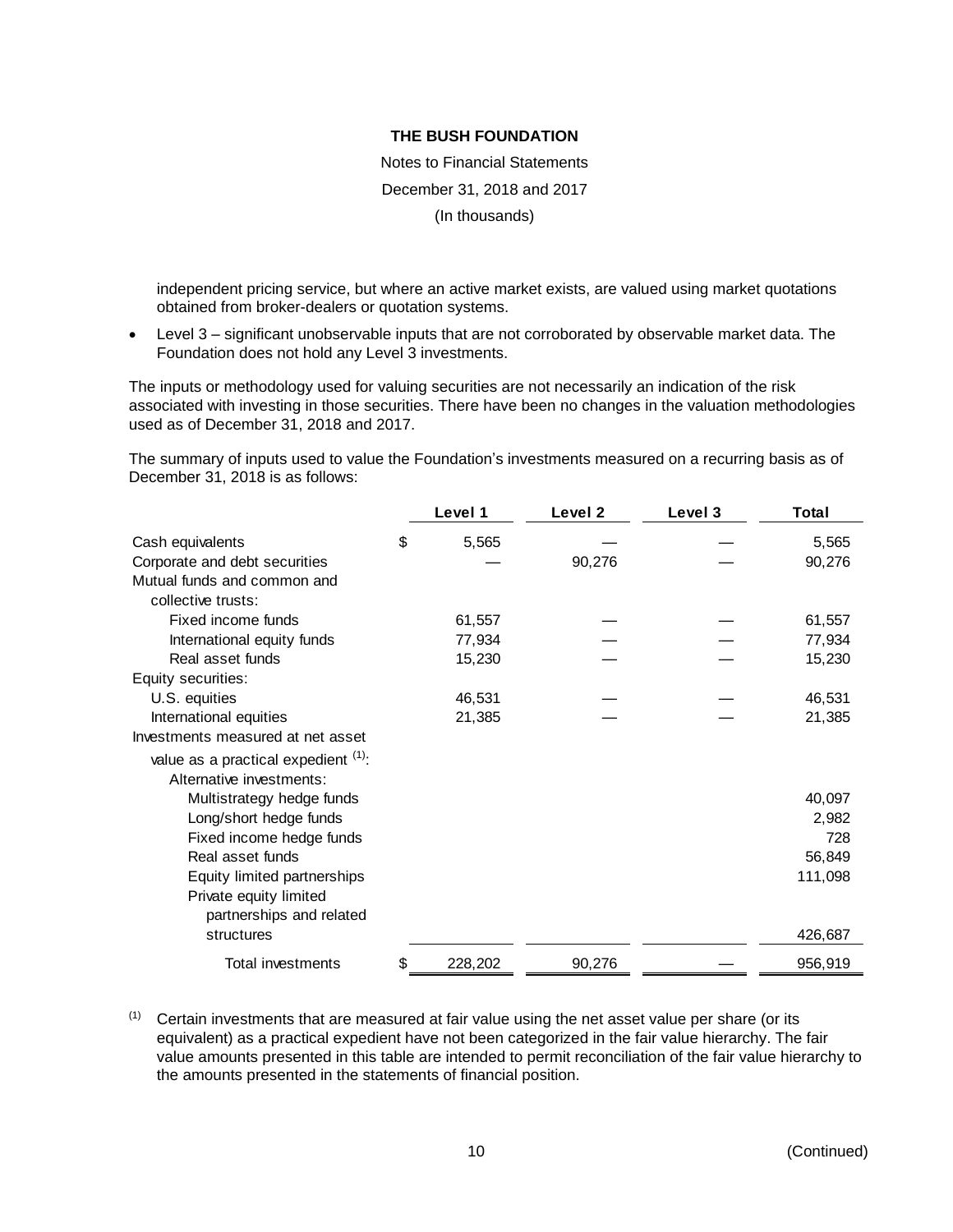independent pricing service, but where an active market exists, are valued using market quotations obtained from broker-dealers or quotation systems.

- Level 3 – significant unobservable inputs that are not corroborated by observable market data. The Foundation does not hold any Level 3 investments.

The inputs or methodology used for valuing securities are not necessarily an indication of the risk associated with investing in those securities. There have been no changes in the valuation methodologies used as of December 31, 2018 and 2017.

The summary of inputs used to value the Foundation's investments measured on a recurring basis as of December 31, 2018 is as follows:

| | Level 1 | Level 2 | Level 3 | Total |
|---|---|---|---|---|
| Cash equivalents | $ 5,565 | — | — | 5,565 |
| Corporate and debt securities | — | 90,276 | — | 90,276 |
| Mutual funds and common and collective trusts: | | | | |
| Fixed income funds | 61,557 | — | — | 61,557 |
| International equity funds | 77,934 | — | — | 77,934 |
| Real asset funds | 15,230 | — | — | 15,230 |
| Equity securities: | | | | |
| U.S. equities | 46,531 | — | — | 46,531 |
| International equities | 21,385 | — | — | 21,385 |
| Investments measured at net asset value as a practical expedient [(1)]: | | | | |
| Alternative investments: | | | | |
| Multistrategy hedge funds | | | | 40,097 |
| Long/short hedge funds | | | | 2,982 |
| Fixed income hedge funds | | | | 728 |
| Real asset funds | | | | 56,849 |
| Equity limited partnerships | | | | 111,098 |
| Private equity limited partnerships and related structures | | | | 426,687 |
| Total investments | $ 228,202 | 90,276 | — | 956,919 |

[(1)] Certain investments that are measured at fair value using the net asset value per share (or its equivalent) as a practical expedient have not been categorized in the fair value hierarchy. The fair value amounts presented in this table are intended to permit reconciliation of the fair value hierarchy to the amounts presented in the statements of financial position.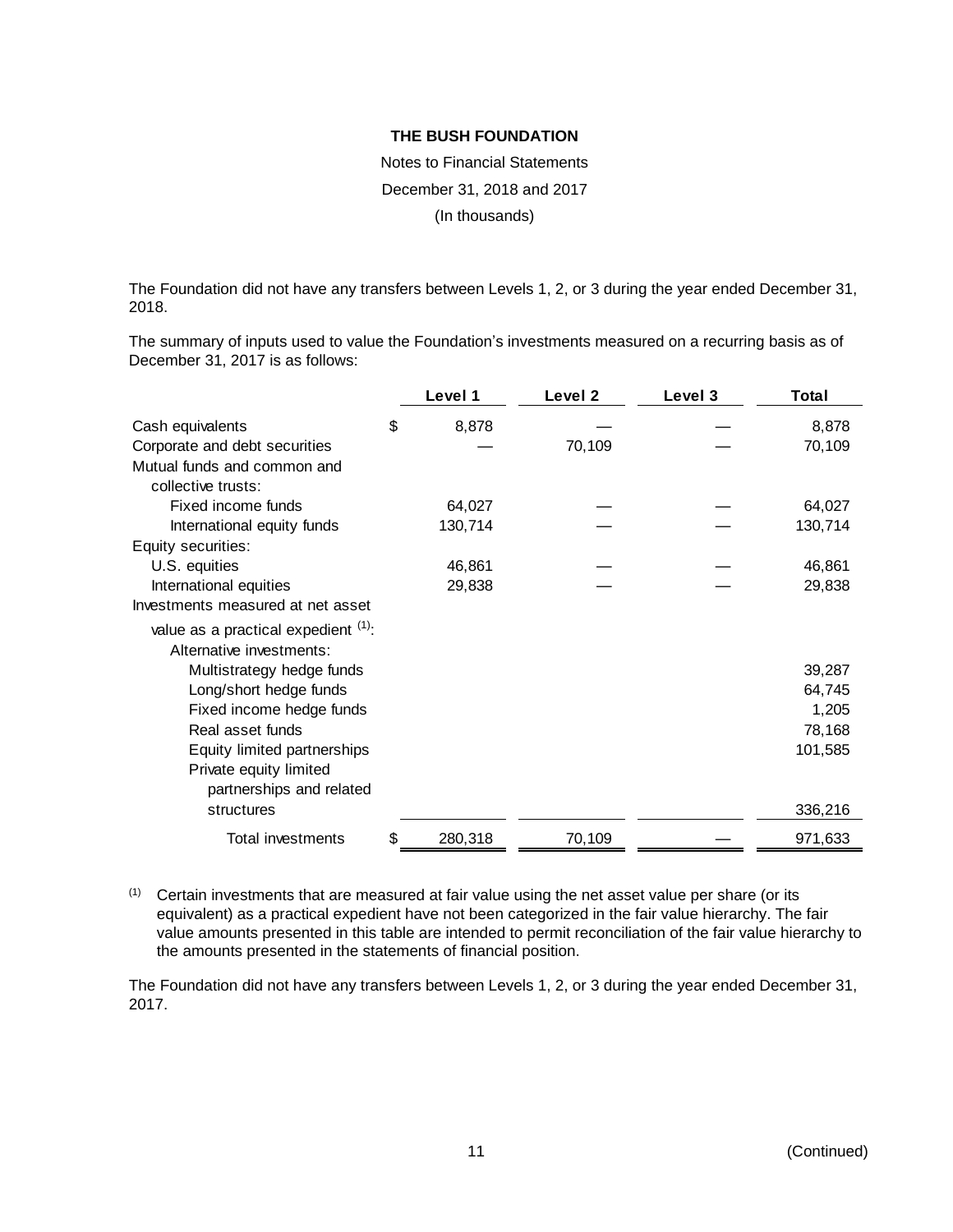**THE BUSH FOUNDATION**

Notes to Financial Statements

December 31, 2018 and 2017

(In thousands)

The Foundation did not have any transfers between Levels 1, 2, or 3 during the year ended December 31, 2018.

The summary of inputs used to value the Foundation's investments measured on a recurring basis as of December 31, 2017 is as follows:

| | Level 1 | Level 2 | Level 3 | Total |
|---|---|---|---|---|
| Cash equivalents | $ 8,878 | — | — | 8,878 |
| Corporate and debt securities | — | 70,109 | — | 70,109 |
| Mutual funds and common and collective trusts: | | | | |
| Fixed income funds | 64,027 | — | — | 64,027 |
| International equity funds | 130,714 | — | — | 130,714 |
| Equity securities: | | | | |
| U.S. equities | 46,861 | — | — | 46,861 |
| International equities | 29,838 | — | — | 29,838 |
| Investments measured at net asset value as a practical expedient [1]: | | | | |
| Alternative investments: | | | | |
| Multistrategy hedge funds | | | | 39,287 |
| Long/short hedge funds | | | | 64,745 |
| Fixed income hedge funds | | | | 1,205 |
| Real asset funds | | | | 78,168 |
| Equity limited partnerships | | | | 101,585 |
| Private equity limited partnerships and related structures | | | | 336,216 |
| Total investments | $ 280,318 | 70,109 | — | 971,633 |

[1] Certain investments that are measured at fair value using the net asset value per share (or its equivalent) as a practical expedient have not been categorized in the fair value hierarchy. The fair value amounts presented in this table are intended to permit reconciliation of the fair value hierarchy to the amounts presented in the statements of financial position.

The Foundation did not have any transfers between Levels 1, 2, or 3 during the year ended December 31, 2017.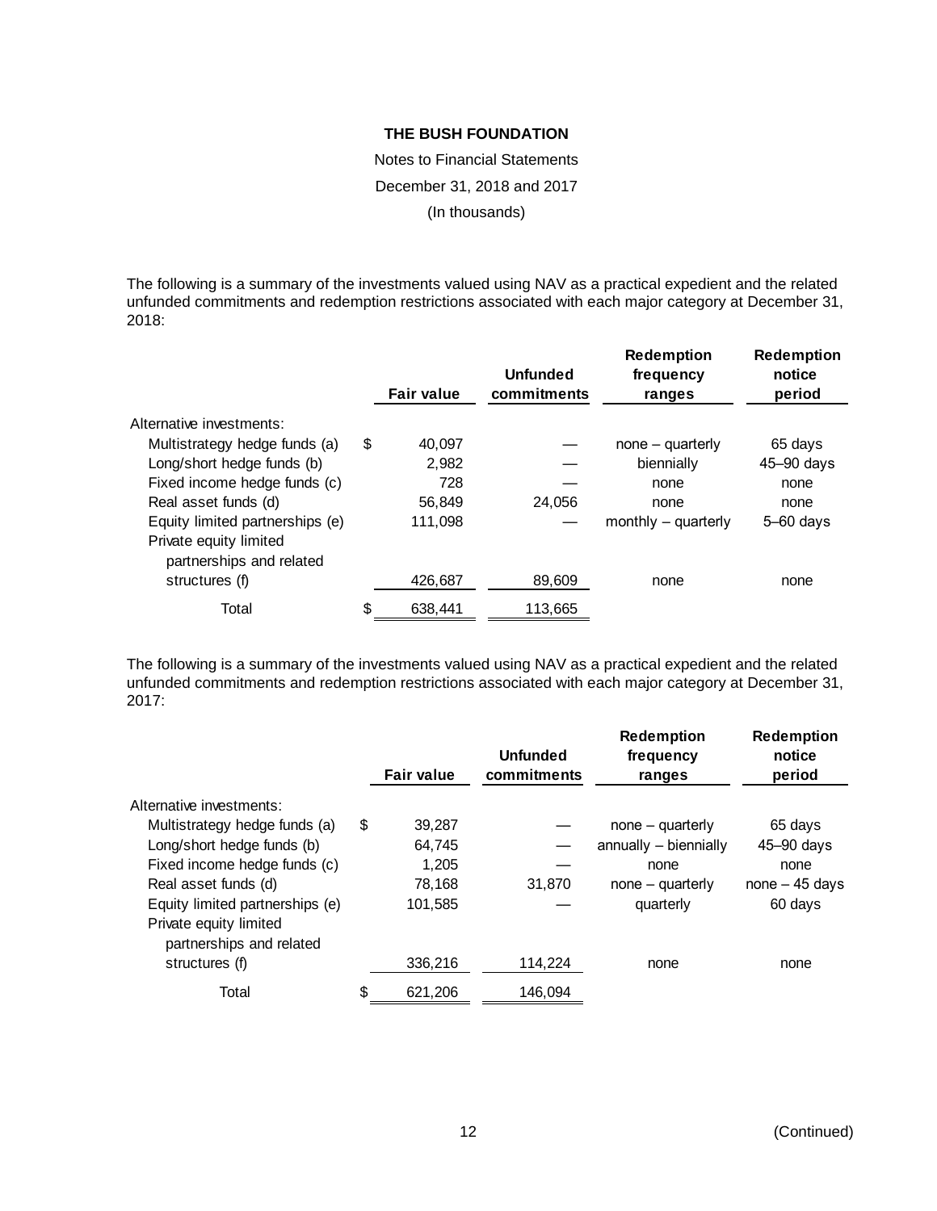**THE BUSH FOUNDATION**

Notes to Financial Statements

December 31, 2018 and 2017

(In thousands)

The following is a summary of the investments valued using NAV as a practical expedient and the related unfunded commitments and redemption restrictions associated with each major category at December 31, 2018:

| | Fair value | Unfunded commitments | Redemption frequency ranges | Redemption notice period |
|---|---|---|---|---|
| Alternative investments: | | | | |
| Multistrategy hedge funds (a) | $ 40,097 | — | none – quarterly | 65 days |
| Long/short hedge funds (b) | 2,982 | — | biennially | 45–90 days |
| Fixed income hedge funds (c) | 728 | — | none | none |
| Real asset funds (d) | 56,849 | 24,056 | none | none |
| Equity limited partnerships (e) | 111,098 | — | monthly – quarterly | 5–60 days |
| Private equity limited partnerships and related structures (f) | 426,687 | 89,609 | none | none |
| Total | $ 638,441 | 113,665 | | |

The following is a summary of the investments valued using NAV as a practical expedient and the related unfunded commitments and redemption restrictions associated with each major category at December 31, 2017:

| | Fair value | Unfunded commitments | Redemption frequency ranges | Redemption notice period |
|---|---|---|---|---|
| Alternative investments: | | | | |
| Multistrategy hedge funds (a) | $ 39,287 | — | none – quarterly | 65 days |
| Long/short hedge funds (b) | 64,745 | — | annually – biennially | 45–90 days |
| Fixed income hedge funds (c) | 1,205 | — | none | none |
| Real asset funds (d) | 78,168 | 31,870 | none – quarterly | none – 45 days |
| Equity limited partnerships (e) | 101,585 | — | quarterly | 60 days |
| Private equity limited partnerships and related structures (f) | 336,216 | 114,224 | none | none |
| Total | $ 621,206 | 146,094 | | |

(Continued)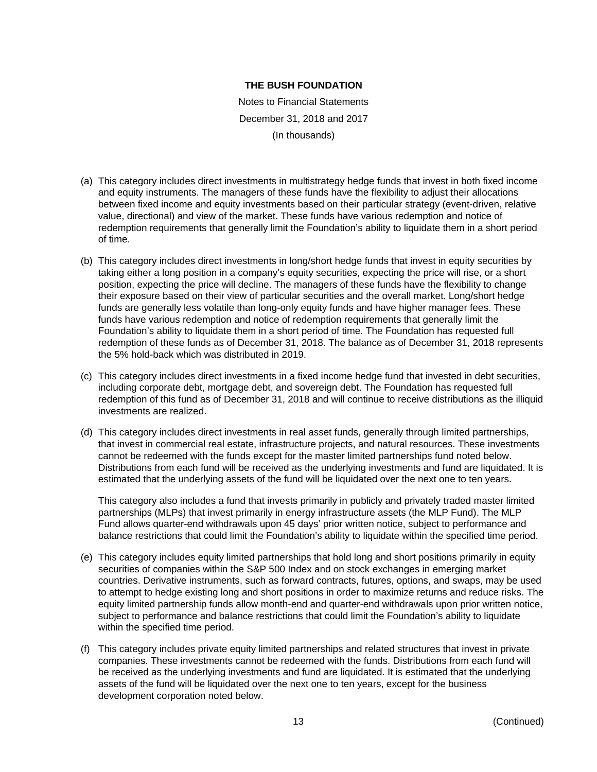(a) This category includes direct investments in multistrategy hedge funds that invest in both fixed income and equity instruments. The managers of these funds have the flexibility to adjust their allocations between fixed income and equity investments based on their particular strategy (event-driven, relative value, directional) and view of the market. These funds have various redemption and notice of redemption requirements that generally limit the Foundation's ability to liquidate them in a short period of time.

(b) This category includes direct investments in long/short hedge funds that invest in equity securities by taking either a long position in a company's equity securities, expecting the price will rise, or a short position, expecting the price will decline. The managers of these funds have the flexibility to change their exposure based on their view of particular securities and the overall market. Long/short hedge funds are generally less volatile than long-only equity funds and have higher manager fees. These funds have various redemption and notice of redemption requirements that generally limit the Foundation's ability to liquidate them in a short period of time. The Foundation has requested full redemption of these funds as of December 31, 2018. The balance as of December 31, 2018 represents the 5% hold-back which was distributed in 2019.

(c) This category includes direct investments in a fixed income hedge fund that invested in debt securities, including corporate debt, mortgage debt, and sovereign debt. The Foundation has requested full redemption of this fund as of December 31, 2018 and will continue to receive distributions as the illiquid investments are realized.

(d) This category includes direct investments in real asset funds, generally through limited partnerships, that invest in commercial real estate, infrastructure projects, and natural resources. These investments cannot be redeemed with the funds except for the master limited partnerships fund noted below. Distributions from each fund will be received as the underlying investments and fund are liquidated. It is estimated that the underlying assets of the fund will be liquidated over the next one to ten years.

   This category also includes a fund that invests primarily in publicly and privately traded master limited partnerships (MLPs) that invest primarily in energy infrastructure assets (the MLP Fund). The MLP Fund allows quarter-end withdrawals upon 45 days' prior written notice, subject to performance and balance restrictions that could limit the Foundation's ability to liquidate within the specified time period.

(e) This category includes equity limited partnerships that hold long and short positions primarily in equity securities of companies within the S&P 500 Index and on stock exchanges in emerging market countries. Derivative instruments, such as forward contracts, futures, options, and swaps, may be used to attempt to hedge existing long and short positions in order to maximize returns and reduce risks. The equity limited partnership funds allow month-end and quarter-end withdrawals upon prior written notice, subject to performance and balance restrictions that could limit the Foundation's ability to liquidate within the specified time period.

(f) This category includes private equity limited partnerships and related structures that invest in private companies. These investments cannot be redeemed with the funds. Distributions from each fund will be received as the underlying investments and fund are liquidated. It is estimated that the underlying assets of the fund will be liquidated over the next one to ten years, except for the business development corporation noted below.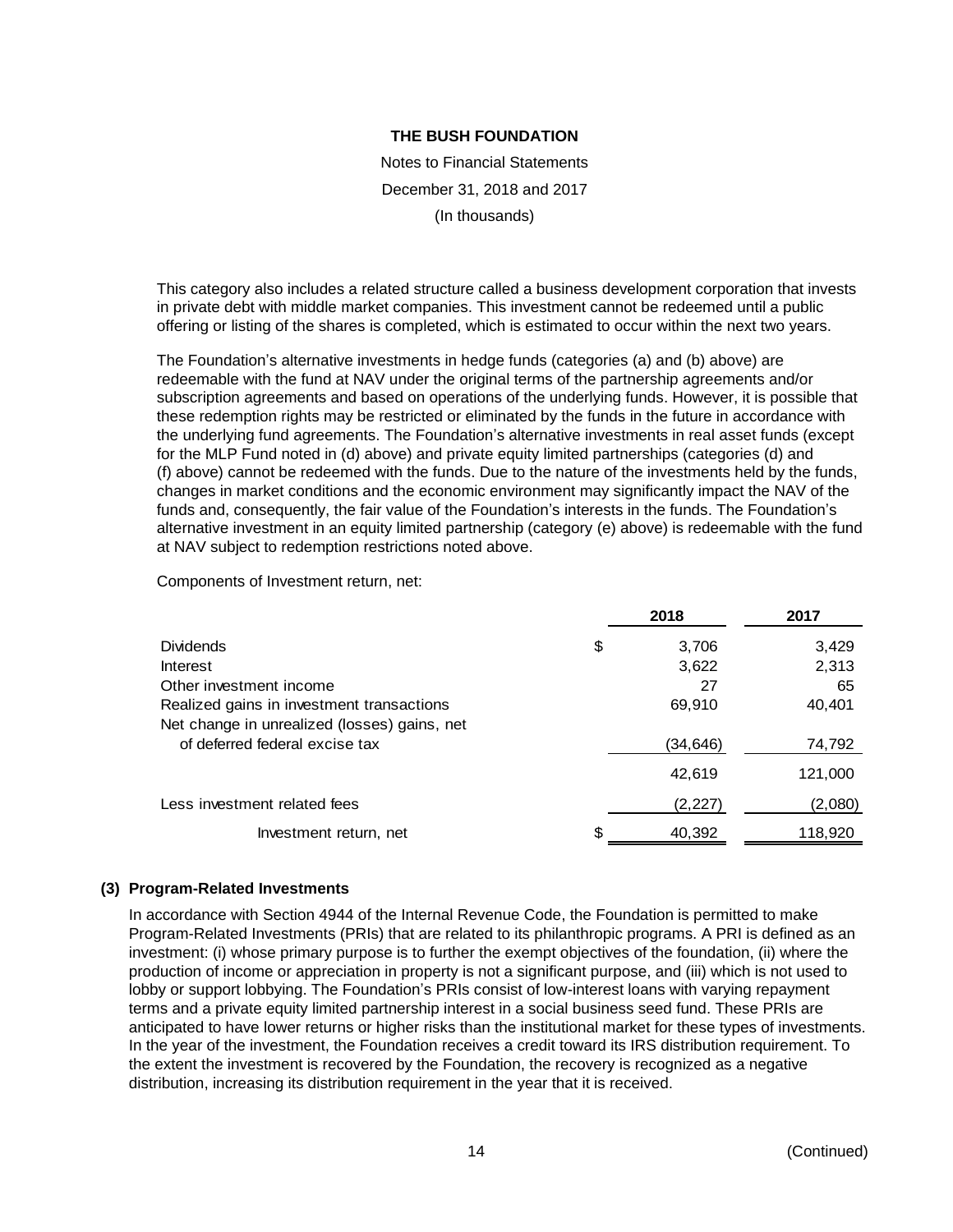This category also includes a related structure called a business development corporation that invests in private debt with middle market companies. This investment cannot be redeemed until a public offering or listing of the shares is completed, which is estimated to occur within the next two years.

The Foundation's alternative investments in hedge funds (categories (a) and (b) above) are redeemable with the fund at NAV under the original terms of the partnership agreements and/or subscription agreements and based on operations of the underlying funds. However, it is possible that these redemption rights may be restricted or eliminated by the funds in the future in accordance with the underlying fund agreements. The Foundation's alternative investments in real asset funds (except for the MLP Fund noted in (d) above) and private equity limited partnerships (categories (d) and (f) above) cannot be redeemed with the funds. Due to the nature of the investments held by the funds, changes in market conditions and the economic environment may significantly impact the NAV of the funds and, consequently, the fair value of the Foundation's interests in the funds. The Foundation's alternative investment in an equity limited partnership (category (e) above) is redeemable with the fund at NAV subject to redemption restrictions noted above.

Components of Investment return, net:

| | 2018 | 2017 |
|---|---|---|
| Dividends | $ 3,706 | 3,429 |
| Interest | 3,622 | 2,313 |
| Other investment income | 27 | 65 |
| Realized gains in investment transactions | 69,910 | 40,401 |
| Net change in unrealized (losses) gains, net of deferred federal excise tax | (34,646) | 74,792 |
| | 42,619 | 121,000 |
| Less investment related fees | (2,227) | (2,080) |
| Investment return, net | $ 40,392 | 118,920 |

## (3) Program-Related Investments

In accordance with Section 4944 of the Internal Revenue Code, the Foundation is permitted to make Program-Related Investments (PRIs) that are related to its philanthropic programs. A PRI is defined as an investment: (i) whose primary purpose is to further the exempt objectives of the foundation, (ii) where the production of income or appreciation in property is not a significant purpose, and (iii) which is not used to lobby or support lobbying. The Foundation's PRIs consist of low-interest loans with varying repayment terms and a private equity limited partnership interest in a social business seed fund. These PRIs are anticipated to have lower returns or higher risks than the institutional market for these types of investments. In the year of the investment, the Foundation receives a credit toward its IRS distribution requirement. To the extent the investment is recovered by the Foundation, the recovery is recognized as a negative distribution, increasing its distribution requirement in the year that it is received.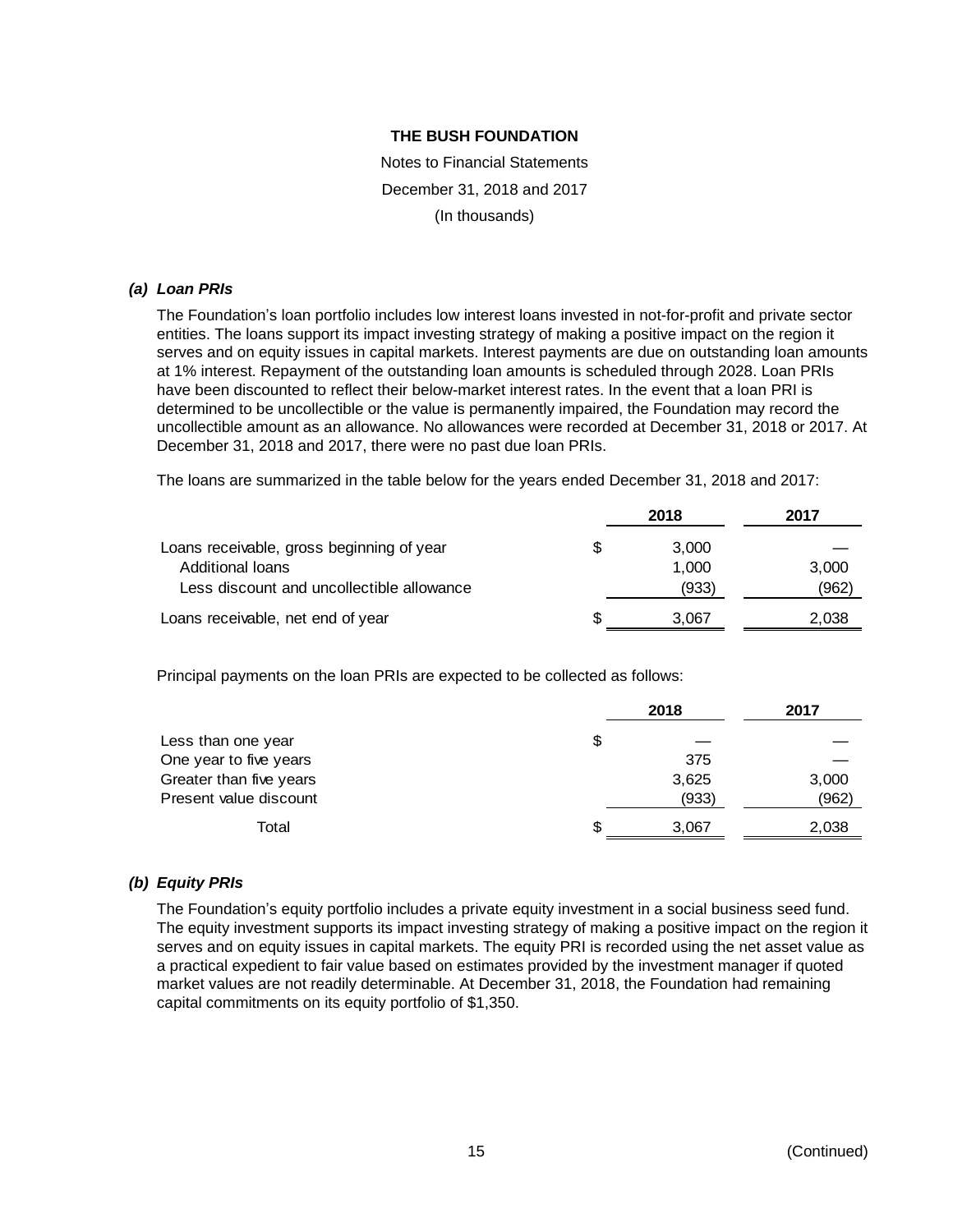**THE BUSH FOUNDATION**

Notes to Financial Statements

December 31, 2018 and 2017

(In thousands)

### *(a) Loan PRIs*

The Foundation's loan portfolio includes low interest loans invested in not-for-profit and private sector entities. The loans support its impact investing strategy of making a positive impact on the region it serves and on equity issues in capital markets. Interest payments are due on outstanding loan amounts at 1% interest. Repayment of the outstanding loan amounts is scheduled through 2028. Loan PRIs have been discounted to reflect their below-market interest rates. In the event that a loan PRI is determined to be uncollectible or the value is permanently impaired, the Foundation may record the uncollectible amount as an allowance. No allowances were recorded at December 31, 2018 or 2017. At December 31, 2018 and 2017, there were no past due loan PRIs.

The loans are summarized in the table below for the years ended December 31, 2018 and 2017:

| | 2018 | 2017 |
|---|---|---|
| Loans receivable, gross beginning of year | $ 3,000 | — |
| Additional loans | 1,000 | 3,000 |
| Less discount and uncollectible allowance | (933) | (962) |
| Loans receivable, net end of year | $ 3,067 | 2,038 |

Principal payments on the loan PRIs are expected to be collected as follows:

| | 2018 | 2017 |
|---|---|---|
| Less than one year | $ — | — |
| One year to five years | 375 | — |
| Greater than five years | 3,625 | 3,000 |
| Present value discount | (933) | (962) |
| Total | $ 3,067 | 2,038 |

### *(b) Equity PRIs*

The Foundation's equity portfolio includes a private equity investment in a social business seed fund. The equity investment supports its impact investing strategy of making a positive impact on the region it serves and on equity issues in capital markets. The equity PRI is recorded using the net asset value as a practical expedient to fair value based on estimates provided by the investment manager if quoted market values are not readily determinable. At December 31, 2018, the Foundation had remaining capital commitments on its equity portfolio of $1,350.

(Continued)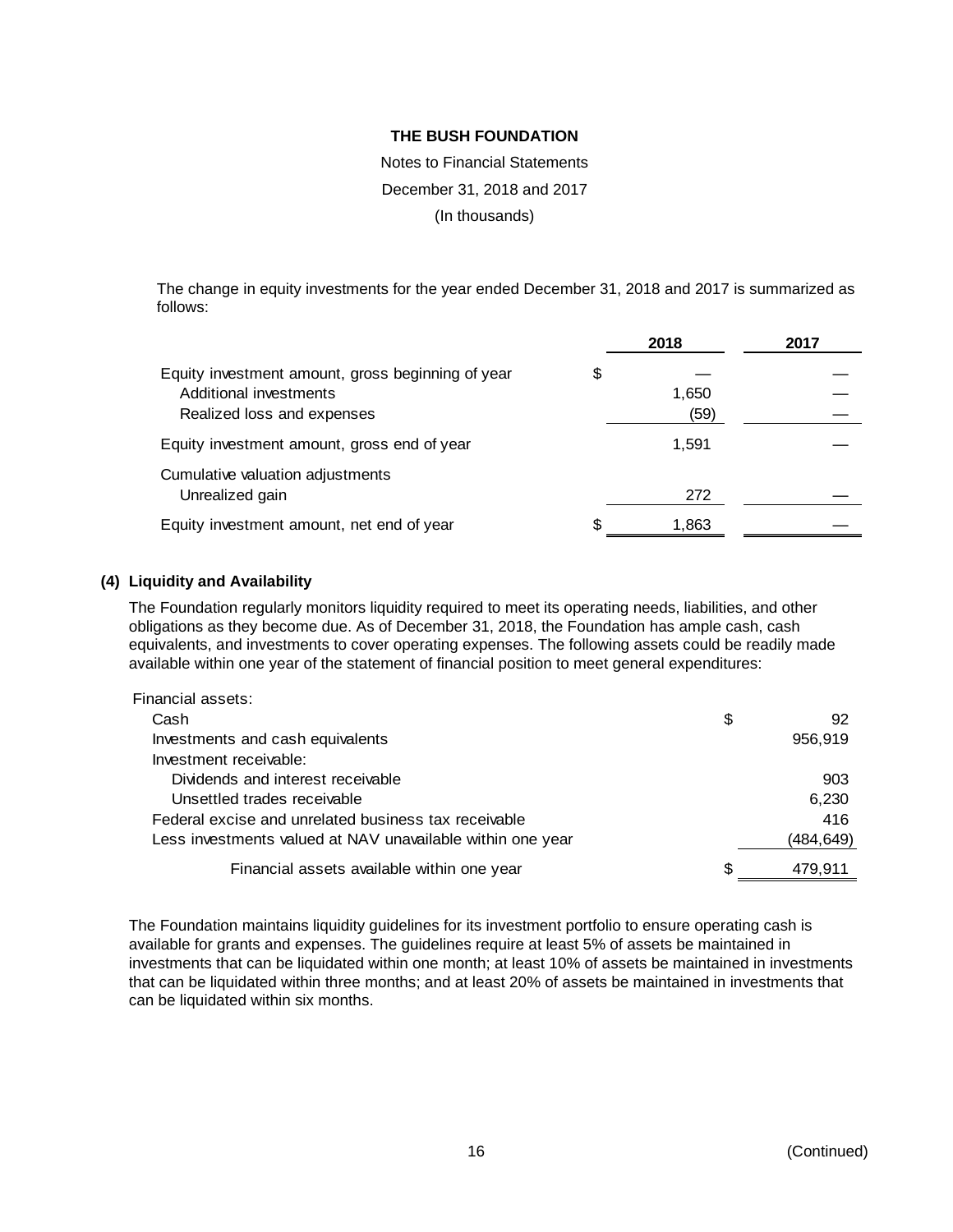**THE BUSH FOUNDATION**

Notes to Financial Statements

December 31, 2018 and 2017

(In thousands)

The change in equity investments for the year ended December 31, 2018 and 2017 is summarized as follows:

| | 2018 | 2017 |
|---|---|---|
| Equity investment amount, gross beginning of year | $ — | — |
| Additional investments | 1,650 | — |
| Realized loss and expenses | (59) | — |
| Equity investment amount, gross end of year | 1,591 | — |
| Cumulative valuation adjustments | | |
| Unrealized gain | 272 | — |
| Equity investment amount, net end of year | $ 1,863 | — |

### (4) Liquidity and Availability

The Foundation regularly monitors liquidity required to meet its operating needs, liabilities, and other obligations as they become due. As of December 31, 2018, the Foundation has ample cash, cash equivalents, and investments to cover operating expenses. The following assets could be readily made available within one year of the statement of financial position to meet general expenditures:

| | |
|---|---|
| Financial assets: | |
| Cash | $ 92 |
| Investments and cash equivalents | 956,919 |
| Investment receivable: | |
| Dividends and interest receivable | 903 |
| Unsettled trades receivable | 6,230 |
| Federal excise and unrelated business tax receivable | 416 |
| Less investments valued at NAV unavailable within one year | (484,649) |
| Financial assets available within one year | $ 479,911 |

The Foundation maintains liquidity guidelines for its investment portfolio to ensure operating cash is available for grants and expenses. The guidelines require at least 5% of assets be maintained in investments that can be liquidated within one month; at least 10% of assets be maintained in investments that can be liquidated within three months; and at least 20% of assets be maintained in investments that can be liquidated within six months.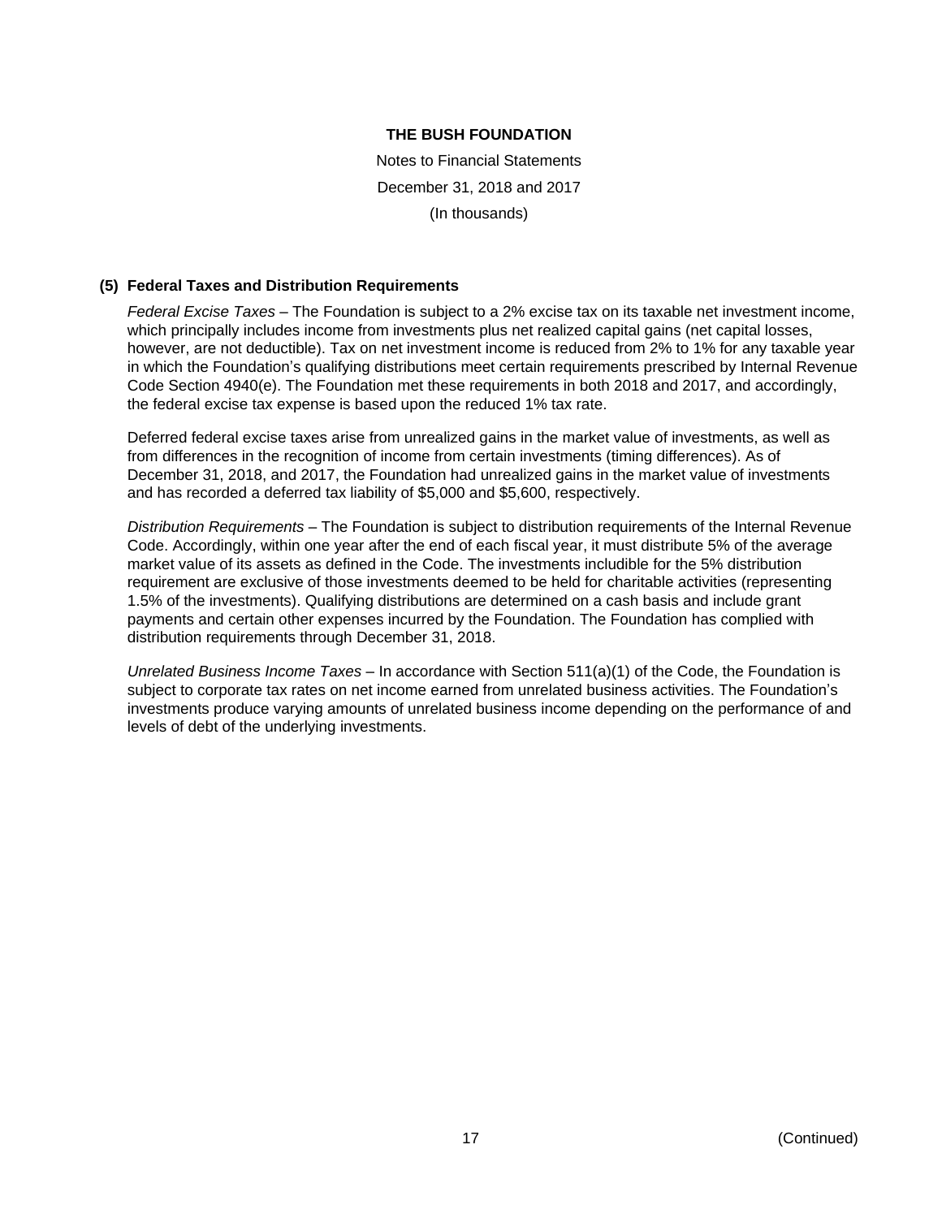**THE BUSH FOUNDATION**

Notes to Financial Statements

December 31, 2018 and 2017

(In thousands)

## (5) Federal Taxes and Distribution Requirements

*Federal Excise Taxes* – The Foundation is subject to a 2% excise tax on its taxable net investment income, which principally includes income from investments plus net realized capital gains (net capital losses, however, are not deductible). Tax on net investment income is reduced from 2% to 1% for any taxable year in which the Foundation's qualifying distributions meet certain requirements prescribed by Internal Revenue Code Section 4940(e). The Foundation met these requirements in both 2018 and 2017, and accordingly, the federal excise tax expense is based upon the reduced 1% tax rate.

Deferred federal excise taxes arise from unrealized gains in the market value of investments, as well as from differences in the recognition of income from certain investments (timing differences). As of December 31, 2018, and 2017, the Foundation had unrealized gains in the market value of investments and has recorded a deferred tax liability of $5,000 and $5,600, respectively.

*Distribution Requirements* – The Foundation is subject to distribution requirements of the Internal Revenue Code. Accordingly, within one year after the end of each fiscal year, it must distribute 5% of the average market value of its assets as defined in the Code. The investments includible for the 5% distribution requirement are exclusive of those investments deemed to be held for charitable activities (representing 1.5% of the investments). Qualifying distributions are determined on a cash basis and include grant payments and certain other expenses incurred by the Foundation. The Foundation has complied with distribution requirements through December 31, 2018.

*Unrelated Business Income Taxes* – In accordance with Section 511(a)(1) of the Code, the Foundation is subject to corporate tax rates on net income earned from unrelated business activities. The Foundation's investments produce varying amounts of unrelated business income depending on the performance of and levels of debt of the underlying investments.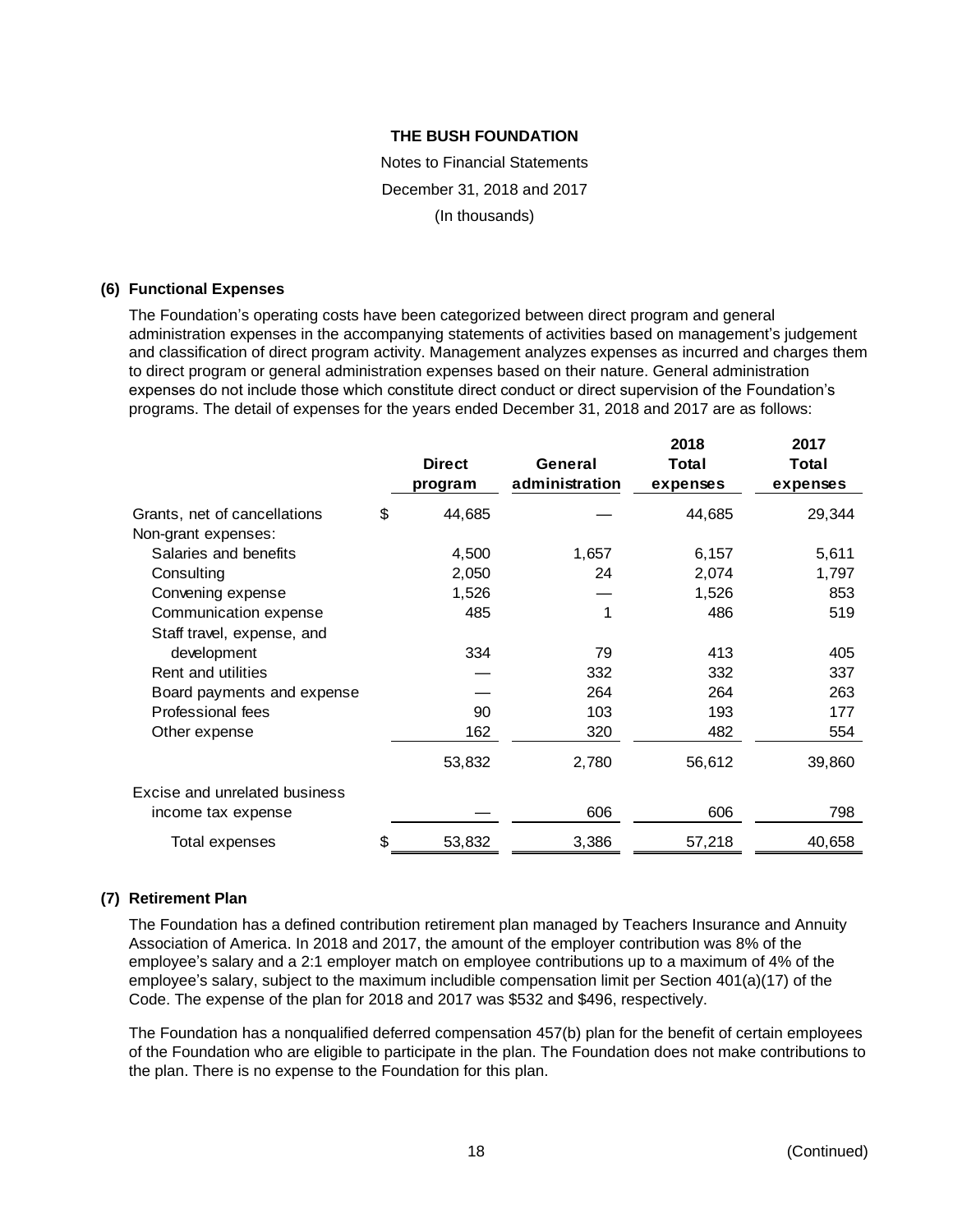**THE BUSH FOUNDATION**

Notes to Financial Statements

December 31, 2018 and 2017

(In thousands)

**(6) Functional Expenses**

The Foundation's operating costs have been categorized between direct program and general administration expenses in the accompanying statements of activities based on management's judgement and classification of direct program activity. Management analyzes expenses as incurred and charges them to direct program or general administration expenses based on their nature. General administration expenses do not include those which constitute direct conduct or direct supervision of the Foundation's programs. The detail of expenses for the years ended December 31, 2018 and 2017 are as follows:

| | Direct program | General administration | 2018 Total expenses | 2017 Total expenses |
|---|---|---|---|---|
| Grants, net of cancellations | $ 44,685 | — | 44,685 | 29,344 |
| Non-grant expenses: | | | | |
| Salaries and benefits | 4,500 | 1,657 | 6,157 | 5,611 |
| Consulting | 2,050 | 24 | 2,074 | 1,797 |
| Convening expense | 1,526 | — | 1,526 | 853 |
| Communication expense | 485 | 1 | 486 | 519 |
| Staff travel, expense, and development | 334 | 79 | 413 | 405 |
| Rent and utilities | — | 332 | 332 | 337 |
| Board payments and expense | — | 264 | 264 | 263 |
| Professional fees | 90 | 103 | 193 | 177 |
| Other expense | 162 | 320 | 482 | 554 |
| | 53,832 | 2,780 | 56,612 | 39,860 |
| Excise and unrelated business income tax expense | — | 606 | 606 | 798 |
| Total expenses | $ 53,832 | 3,386 | 57,218 | 40,658 |

**(7) Retirement Plan**

The Foundation has a defined contribution retirement plan managed by Teachers Insurance and Annuity Association of America. In 2018 and 2017, the amount of the employer contribution was 8% of the employee's salary and a 2:1 employer match on employee contributions up to a maximum of 4% of the employee's salary, subject to the maximum includible compensation limit per Section 401(a)(17) of the Code. The expense of the plan for 2018 and 2017 was $532 and $496, respectively.

The Foundation has a nonqualified deferred compensation 457(b) plan for the benefit of certain employees of the Foundation who are eligible to participate in the plan. The Foundation does not make contributions to the plan. There is no expense to the Foundation for this plan.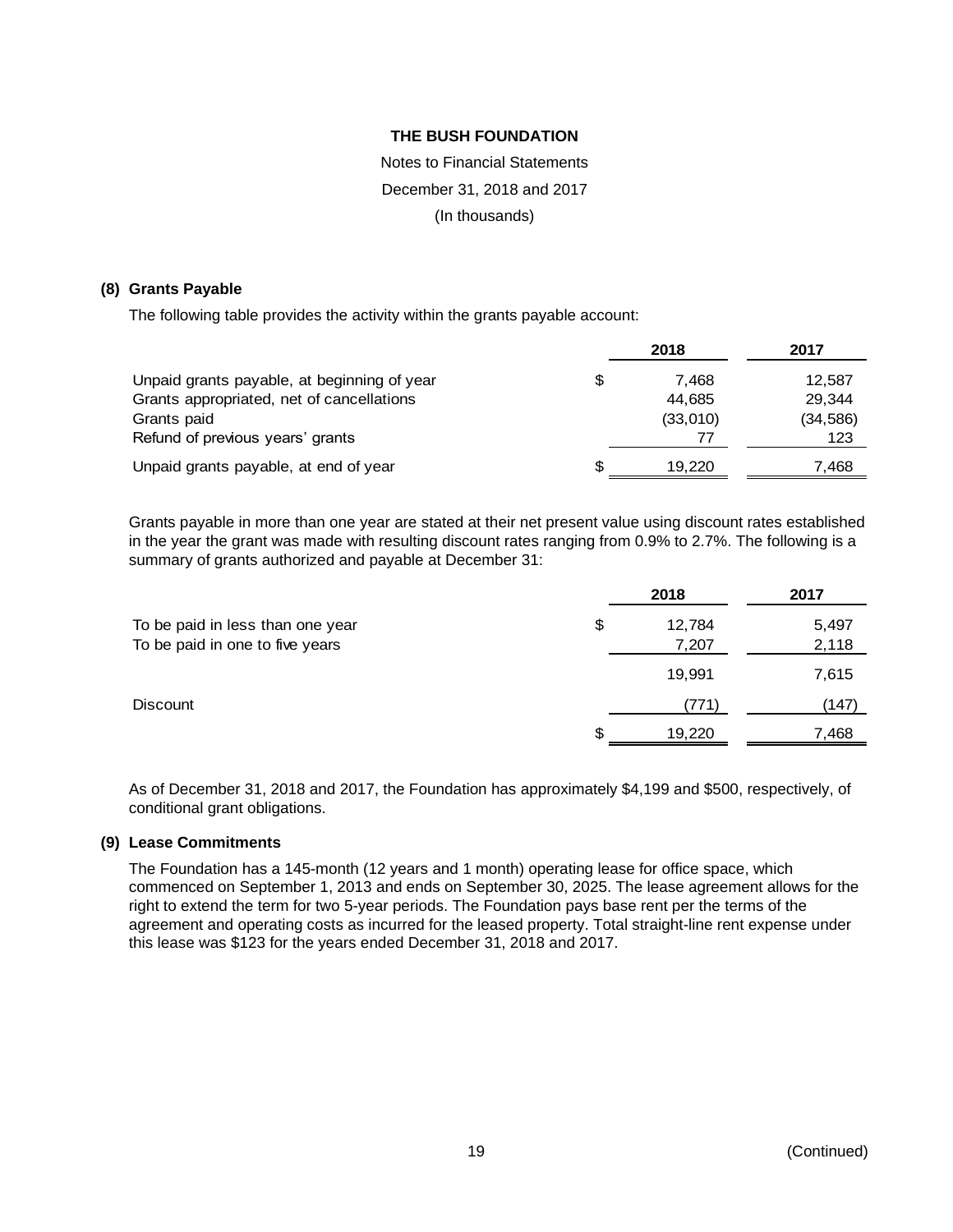**THE BUSH FOUNDATION**

Notes to Financial Statements

December 31, 2018 and 2017

(In thousands)

**(8) Grants Payable**

The following table provides the activity within the grants payable account:

| | 2018 | 2017 |
|---|---|---|
| Unpaid grants payable, at beginning of year | $ 7,468 | 12,587 |
| Grants appropriated, net of cancellations | 44,685 | 29,344 |
| Grants paid | (33,010) | (34,586) |
| Refund of previous years' grants | 77 | 123 |
| Unpaid grants payable, at end of year | $ 19,220 | 7,468 |

Grants payable in more than one year are stated at their net present value using discount rates established in the year the grant was made with resulting discount rates ranging from 0.9% to 2.7%. The following is a summary of grants authorized and payable at December 31:

| | 2018 | 2017 |
|---|---|---|
| To be paid in less than one year | $ 12,784 | 5,497 |
| To be paid in one to five years | 7,207 | 2,118 |
| | 19,991 | 7,615 |
| Discount | (771) | (147) |
| | $ 19,220 | 7,468 |

As of December 31, 2018 and 2017, the Foundation has approximately $4,199 and $500, respectively, of conditional grant obligations.

**(9) Lease Commitments**

The Foundation has a 145-month (12 years and 1 month) operating lease for office space, which commenced on September 1, 2013 and ends on September 30, 2025. The lease agreement allows for the right to extend the term for two 5-year periods. The Foundation pays base rent per the terms of the agreement and operating costs as incurred for the leased property. Total straight-line rent expense under this lease was $123 for the years ended December 31, 2018 and 2017.

(Continued)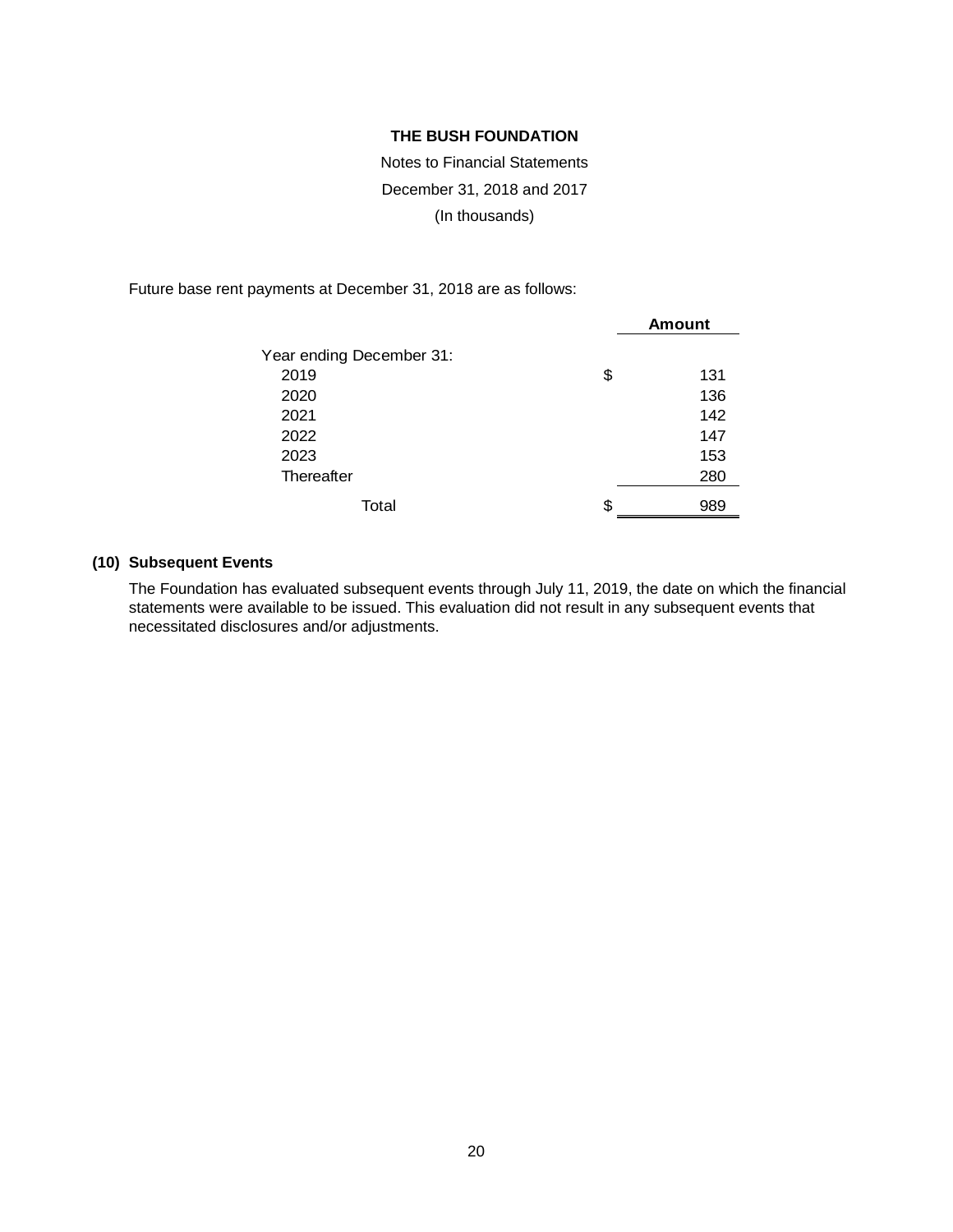**THE BUSH FOUNDATION**

Notes to Financial Statements

December 31, 2018 and 2017

(In thousands)

Future base rent payments at December 31, 2018 are as follows:

| | | Amount |
|---|---|---|
| Year ending December 31: | | |
| 2019 | $ | 131 |
| 2020 | | 136 |
| 2021 | | 142 |
| 2022 | | 147 |
| 2023 | | 153 |
| Thereafter | | 280 |
| Total | $ | 989 |

## (10) Subsequent Events

The Foundation has evaluated subsequent events through July 11, 2019, the date on which the financial statements were available to be issued. This evaluation did not result in any subsequent events that necessitated disclosures and/or adjustments.